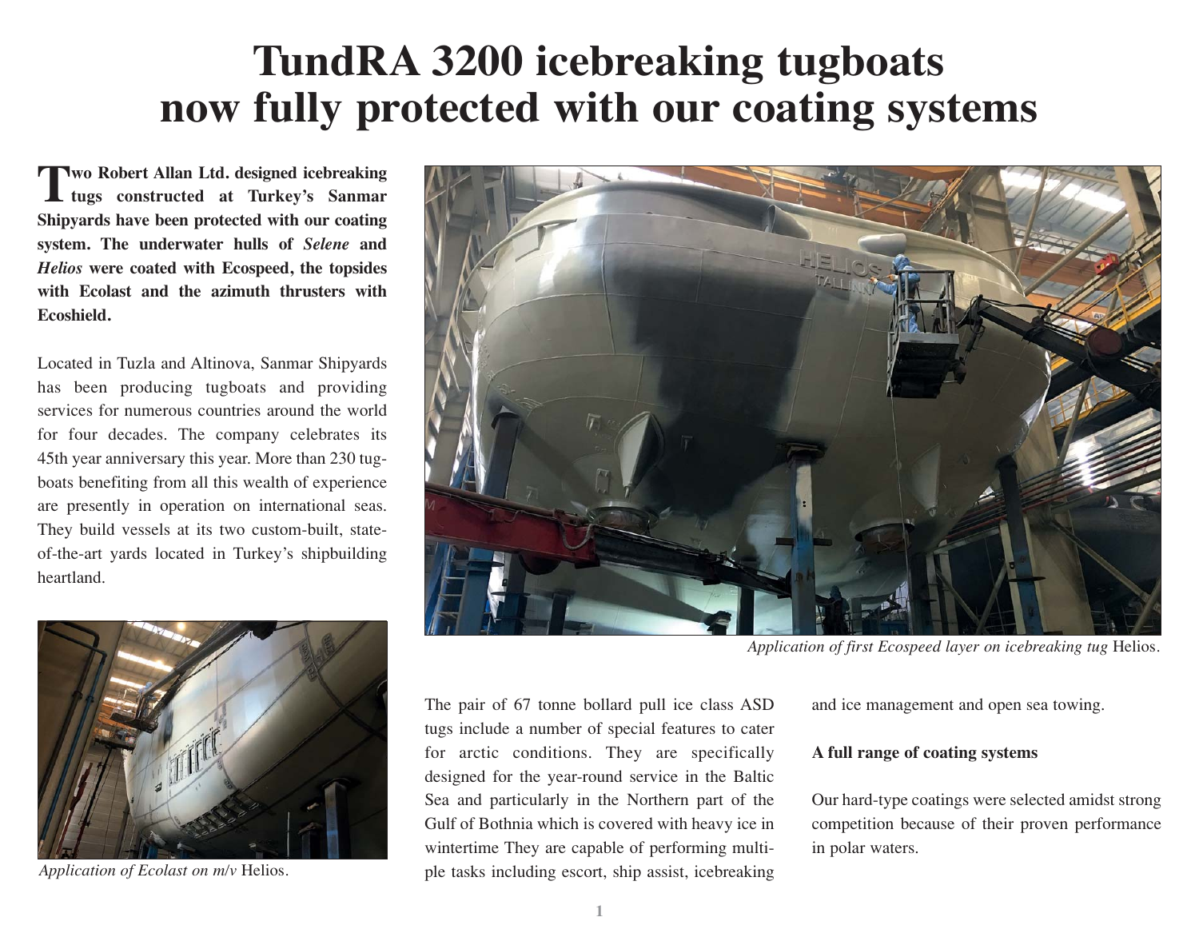# TundRA 3200 icebreaking tugboats now fully protected with our coating systems

**Two Robert Allan Ltd. designed icebreaking tugs constructed at Turkey's Sanmar Shipyards have been protected with our coating system. The underwater hulls of *Selene* and *Helios* were coated with Ecospeed, the topsides with Ecolast and the azimuth thrusters with Ecoshield.**

Located in Tuzla and Altinova, Sanmar Shipyards has been producing tugboats and providing services for numerous countries around the world for four decades. The company celebrates its 45th year anniversary this year. More than 230 tugboats benefiting from all this wealth of experience are presently in operation on international seas. They build vessels at its two custom-built, state-of-the-art yards located in Turkey's shipbuilding heartland.

*Application of Ecolast on m/v* Helios.

*Application of first Ecospeed layer on icebreaking tug* Helios.

The pair of 67 tonne bollard pull ice class ASD tugs include a number of special features to cater for arctic conditions. They are specifically designed for the year-round service in the Baltic Sea and particularly in the Northern part of the Gulf of Bothnia which is covered with heavy ice in wintertime They are capable of performing multiple tasks including escort, ship assist, icebreaking and ice management and open sea towing.

**A full range of coating systems**

Our hard-type coatings were selected amidst strong competition because of their proven performance in polar waters.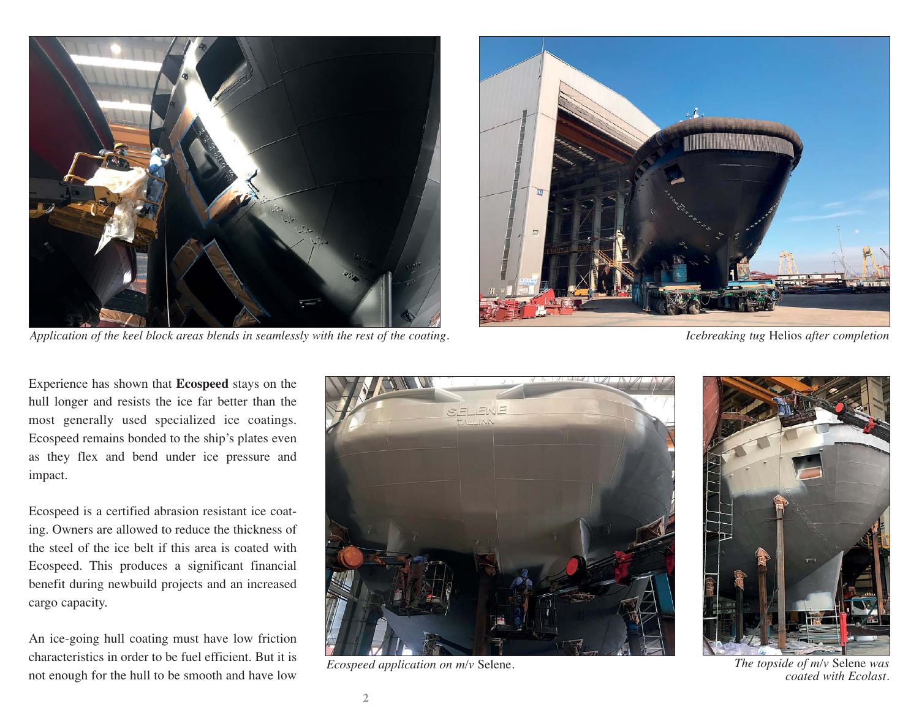*Application of the keel block areas blends in seamlessly with the rest of the coating.*

*Icebreaking tug* Helios *after completion*

Experience has shown that **Ecospeed** stays on the hull longer and resists the ice far better than the most generally used specialized ice coatings. Ecospeed remains bonded to the ship's plates even as they flex and bend under ice pressure and impact.

Ecospeed is a certified abrasion resistant ice coating. Owners are allowed to reduce the thickness of the steel of the ice belt if this area is coated with Ecospeed. This produces a significant financial benefit during newbuild projects and an increased cargo capacity.

An ice-going hull coating must have low friction characteristics in order to be fuel efficient. But it is not enough for the hull to be smooth and have low

*Ecospeed application on m/v* Selene.

*The topside of m/v* Selene *was coated with Ecolast*.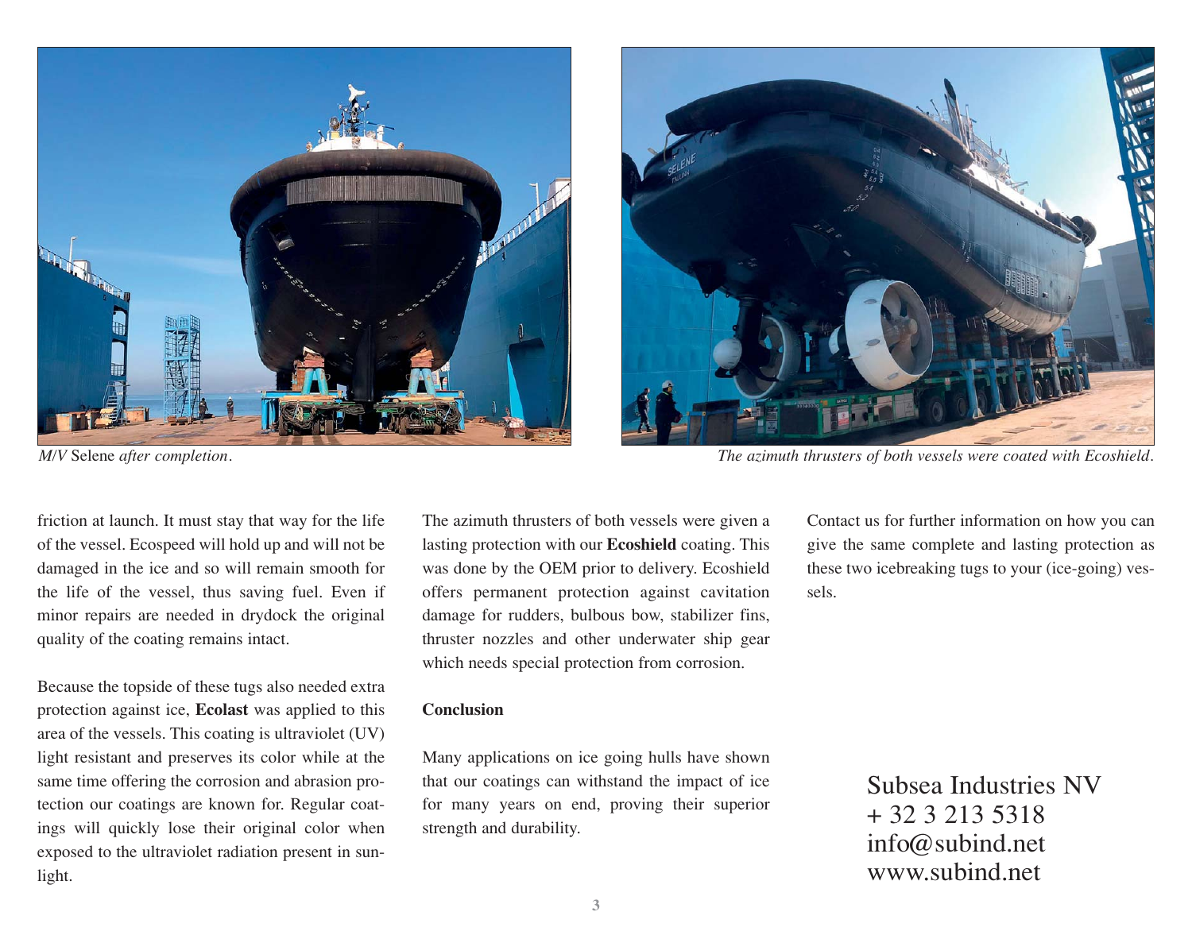*M/V* Selene *after completion*.

*The azimuth thrusters of both vessels were coated with Ecoshield*.

friction at launch. It must stay that way for the life of the vessel. Ecospeed will hold up and will not be damaged in the ice and so will remain smooth for the life of the vessel, thus saving fuel. Even if minor repairs are needed in drydock the original quality of the coating remains intact.

Because the topside of these tugs also needed extra protection against ice, **Ecolast** was applied to this area of the vessels. This coating is ultraviolet (UV) light resistant and preserves its color while at the same time offering the corrosion and abrasion protection our coatings are known for. Regular coatings will quickly lose their original color when exposed to the ultraviolet radiation present in sunlight.

The azimuth thrusters of both vessels were given a lasting protection with our **Ecoshield** coating. This was done by the OEM prior to delivery. Ecoshield offers permanent protection against cavitation damage for rudders, bulbous bow, stabilizer fins, thruster nozzles and other underwater ship gear which needs special protection from corrosion.

**Conclusion**

Many applications on ice going hulls have shown that our coatings can withstand the impact of ice for many years on end, proving their superior strength and durability.

Contact us for further information on how you can give the same complete and lasting protection as these two icebreaking tugs to your (ice-going) vessels.

Subsea Industries NV
+ 32 3 213 5318
info@subind.net
www.subind.net